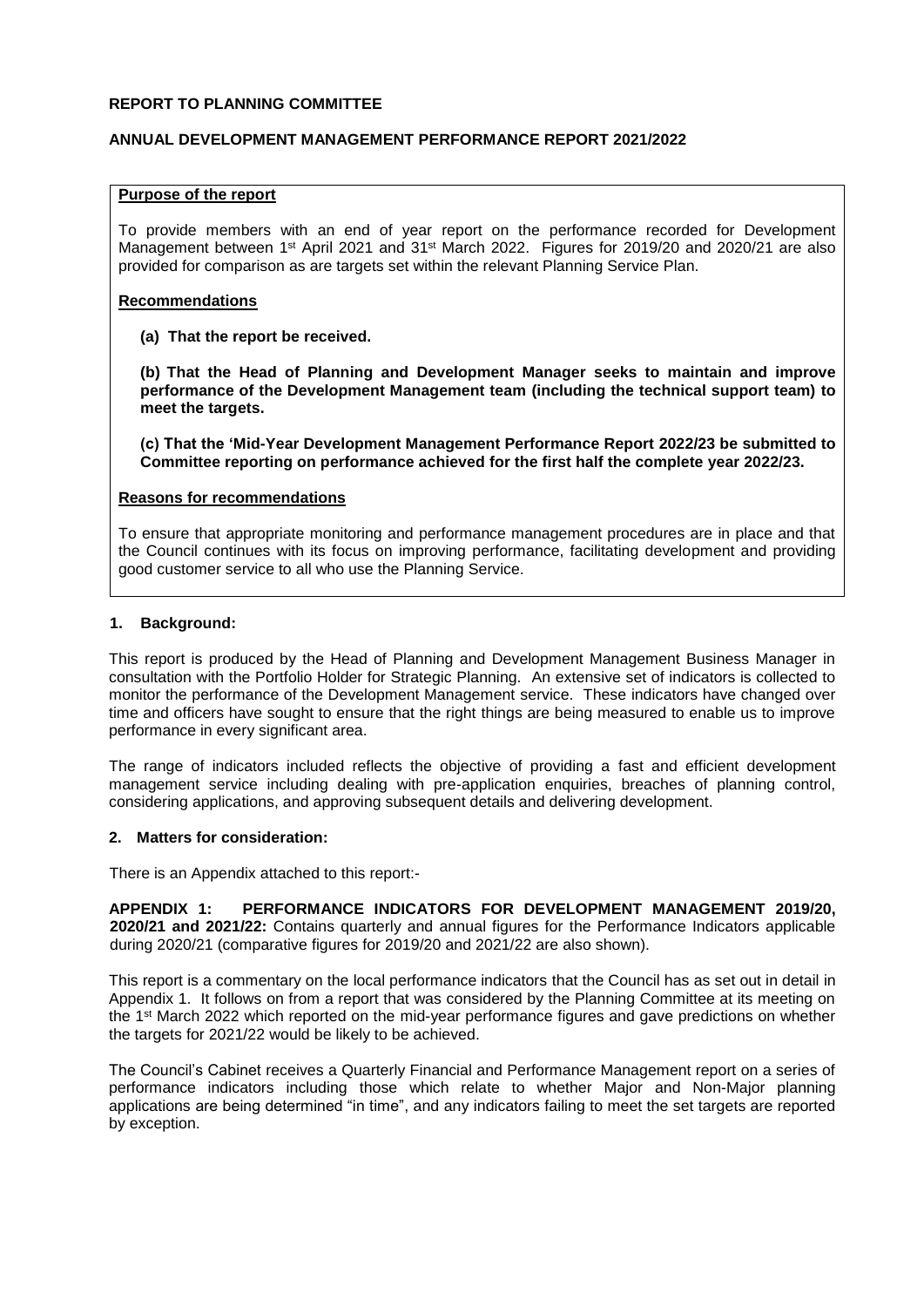**REPORT TO PLANNING COMMITTEE**

**ANNUAL DEVELOPMENT MANAGEMENT PERFORMANCE REPORT 2021/2022**

**Purpose of the report**

To provide members with an end of year report on the performance recorded for Development Management between 1st April 2021 and 31st March 2022. Figures for 2019/20 and 2020/21 are also provided for comparison as are targets set within the relevant Planning Service Plan.

**Recommendations**

**(a) That the report be received.**

**(b) That the Head of Planning and Development Manager seeks to maintain and improve performance of the Development Management team (including the technical support team) to meet the targets.**

**(c) That the 'Mid-Year Development Management Performance Report 2022/23 be submitted to Committee reporting on performance achieved for the first half the complete year 2022/23.**

**Reasons for recommendations**

To ensure that appropriate monitoring and performance management procedures are in place and that the Council continues with its focus on improving performance, facilitating development and providing good customer service to all who use the Planning Service.

## 1. Background:

This report is produced by the Head of Planning and Development Management Business Manager in consultation with the Portfolio Holder for Strategic Planning. An extensive set of indicators is collected to monitor the performance of the Development Management service. These indicators have changed over time and officers have sought to ensure that the right things are being measured to enable us to improve performance in every significant area.

The range of indicators included reflects the objective of providing a fast and efficient development management service including dealing with pre-application enquiries, breaches of planning control, considering applications, and approving subsequent details and delivering development.

## 2. Matters for consideration:

There is an Appendix attached to this report:-

**APPENDIX 1: PERFORMANCE INDICATORS FOR DEVELOPMENT MANAGEMENT 2019/20, 2020/21 and 2021/22:** Contains quarterly and annual figures for the Performance Indicators applicable during 2020/21 (comparative figures for 2019/20 and 2021/22 are also shown).

This report is a commentary on the local performance indicators that the Council has as set out in detail in Appendix 1. It follows on from a report that was considered by the Planning Committee at its meeting on the 1st March 2022 which reported on the mid-year performance figures and gave predictions on whether the targets for 2021/22 would be likely to be achieved.

The Council's Cabinet receives a Quarterly Financial and Performance Management report on a series of performance indicators including those which relate to whether Major and Non-Major planning applications are being determined "in time", and any indicators failing to meet the set targets are reported by exception.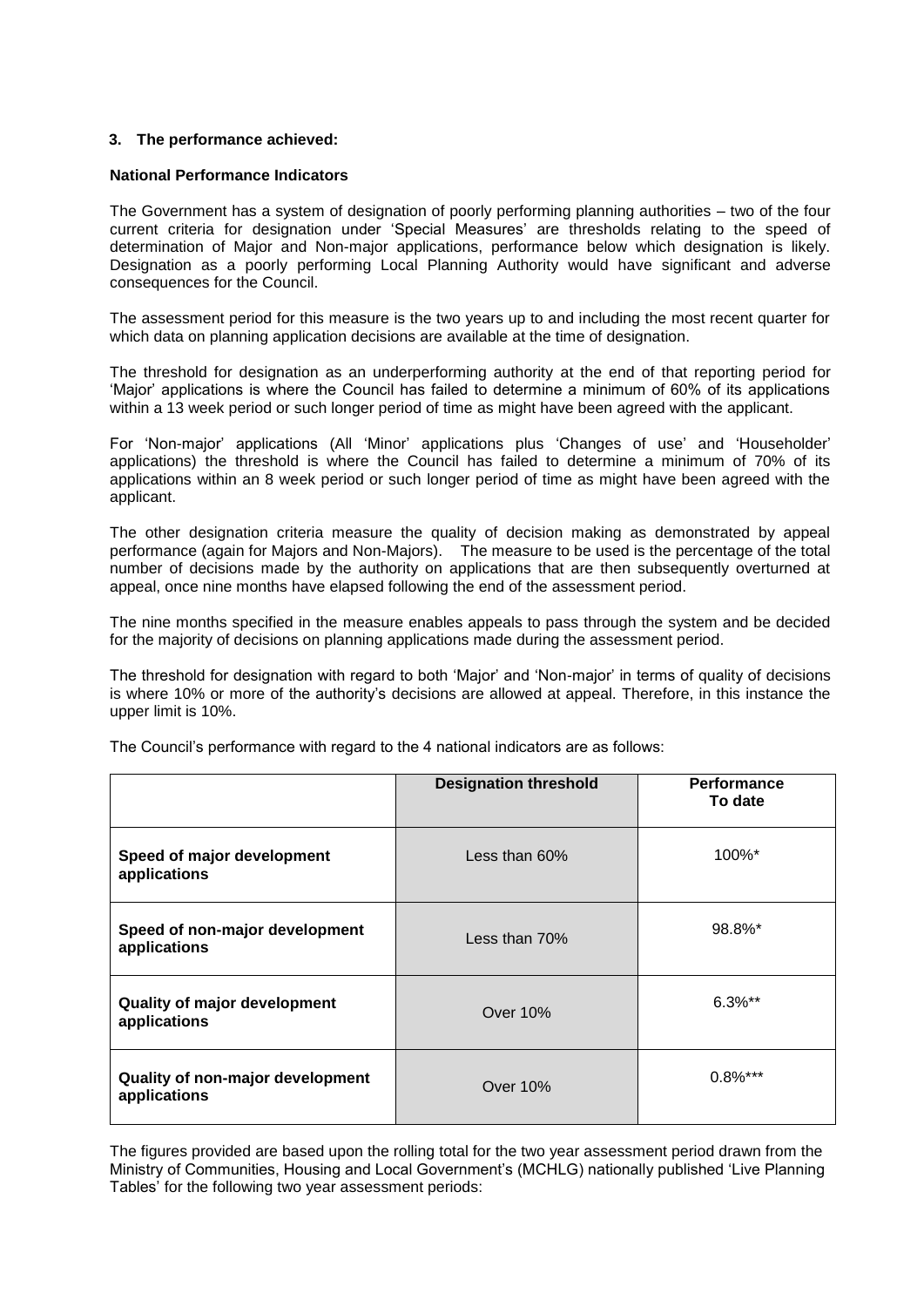### 3. The performance achieved:

**National Performance Indicators**

The Government has a system of designation of poorly performing planning authorities – two of the four current criteria for designation under 'Special Measures' are thresholds relating to the speed of determination of Major and Non-major applications, performance below which designation is likely. Designation as a poorly performing Local Planning Authority would have significant and adverse consequences for the Council.

The assessment period for this measure is the two years up to and including the most recent quarter for which data on planning application decisions are available at the time of designation.

The threshold for designation as an underperforming authority at the end of that reporting period for 'Major' applications is where the Council has failed to determine a minimum of 60% of its applications within a 13 week period or such longer period of time as might have been agreed with the applicant.

For 'Non-major' applications (All 'Minor' applications plus 'Changes of use' and 'Householder' applications) the threshold is where the Council has failed to determine a minimum of 70% of its applications within an 8 week period or such longer period of time as might have been agreed with the applicant.

The other designation criteria measure the quality of decision making as demonstrated by appeal performance (again for Majors and Non-Majors). The measure to be used is the percentage of the total number of decisions made by the authority on applications that are then subsequently overturned at appeal, once nine months have elapsed following the end of the assessment period.

The nine months specified in the measure enables appeals to pass through the system and be decided for the majority of decisions on planning applications made during the assessment period.

The threshold for designation with regard to both 'Major' and 'Non-major' in terms of quality of decisions is where 10% or more of the authority's decisions are allowed at appeal. Therefore, in this instance the upper limit is 10%.

The Council's performance with regard to the 4 national indicators are as follows:

| | Designation threshold | Performance To date |
|---|---|---|
| **Speed of major development applications** | Less than 60% | 100%* |
| **Speed of non-major development applications** | Less than 70% | 98.8%* |
| **Quality of major development applications** | Over 10% | 6.3%** |
| **Quality of non-major development applications** | Over 10% | 0.8%*** |

The figures provided are based upon the rolling total for the two year assessment period drawn from the Ministry of Communities, Housing and Local Government's (MCHLG) nationally published 'Live Planning Tables' for the following two year assessment periods: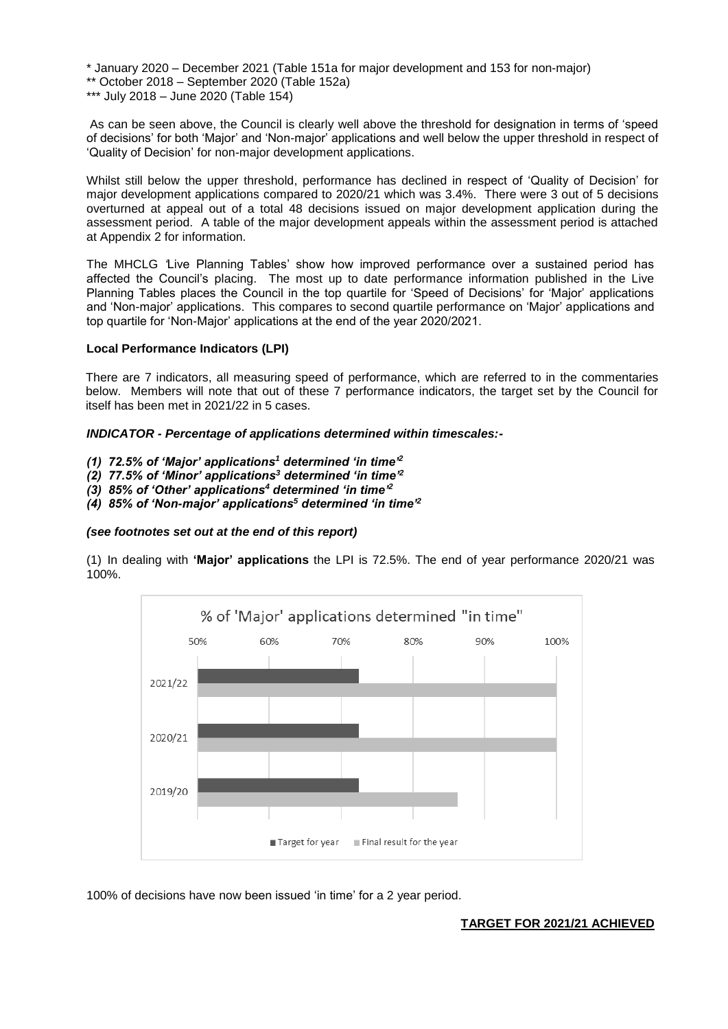\* January 2020 – December 2021 (Table 151a for major development and 153 for non-major)
\*\* October 2018 – September 2020 (Table 152a)
\*\*\* July 2018 – June 2020 (Table 154)

As can be seen above, the Council is clearly well above the threshold for designation in terms of 'speed of decisions' for both 'Major' and 'Non-major' applications and well below the upper threshold in respect of 'Quality of Decision' for non-major development applications.

Whilst still below the upper threshold, performance has declined in respect of 'Quality of Decision' for major development applications compared to 2020/21 which was 3.4%. There were 3 out of 5 decisions overturned at appeal out of a total 48 decisions issued on major development application during the assessment period. A table of the major development appeals within the assessment period is attached at Appendix 2 for information.

The MHCLG 'Live Planning Tables' show how improved performance over a sustained period has affected the Council's placing. The most up to date performance information published in the Live Planning Tables places the Council in the top quartile for 'Speed of Decisions' for 'Major' applications and 'Non-major' applications. This compares to second quartile performance on 'Major' applications and top quartile for 'Non-Major' applications at the end of the year 2020/2021.

**Local Performance Indicators (LPI)**

There are 7 indicators, all measuring speed of performance, which are referred to in the commentaries below. Members will note that out of these 7 performance indicators, the target set by the Council for itself has been met in 2021/22 in 5 cases.

***INDICATOR - Percentage of applications determined within timescales:-***

***(1) 72.5% of 'Major' applications[1] determined 'in time'[2]***
***(2) 77.5% of 'Minor' applications[3] determined 'in time'[2]***
***(3) 85% of 'Other' applications[4] determined 'in time'[2]***
***(4) 85% of 'Non-major' applications[5] determined 'in time'[2]***

***(see footnotes set out at the end of this report)***

(1) In dealing with **'Major' applications** the LPI is 72.5%. The end of year performance 2020/21 was 100%.

% of 'Major' applications determined "in time"

| Year | Target for year | Final result for the year |
|---|---|---|
| 2021/22 | 72.5% | 100% |
| 2020/21 | 72.5% | 100% |
| 2019/20 | 72.5% | ~86% |

100% of decisions have now been issued 'in time' for a 2 year period.

**TARGET FOR 2021/21 ACHIEVED**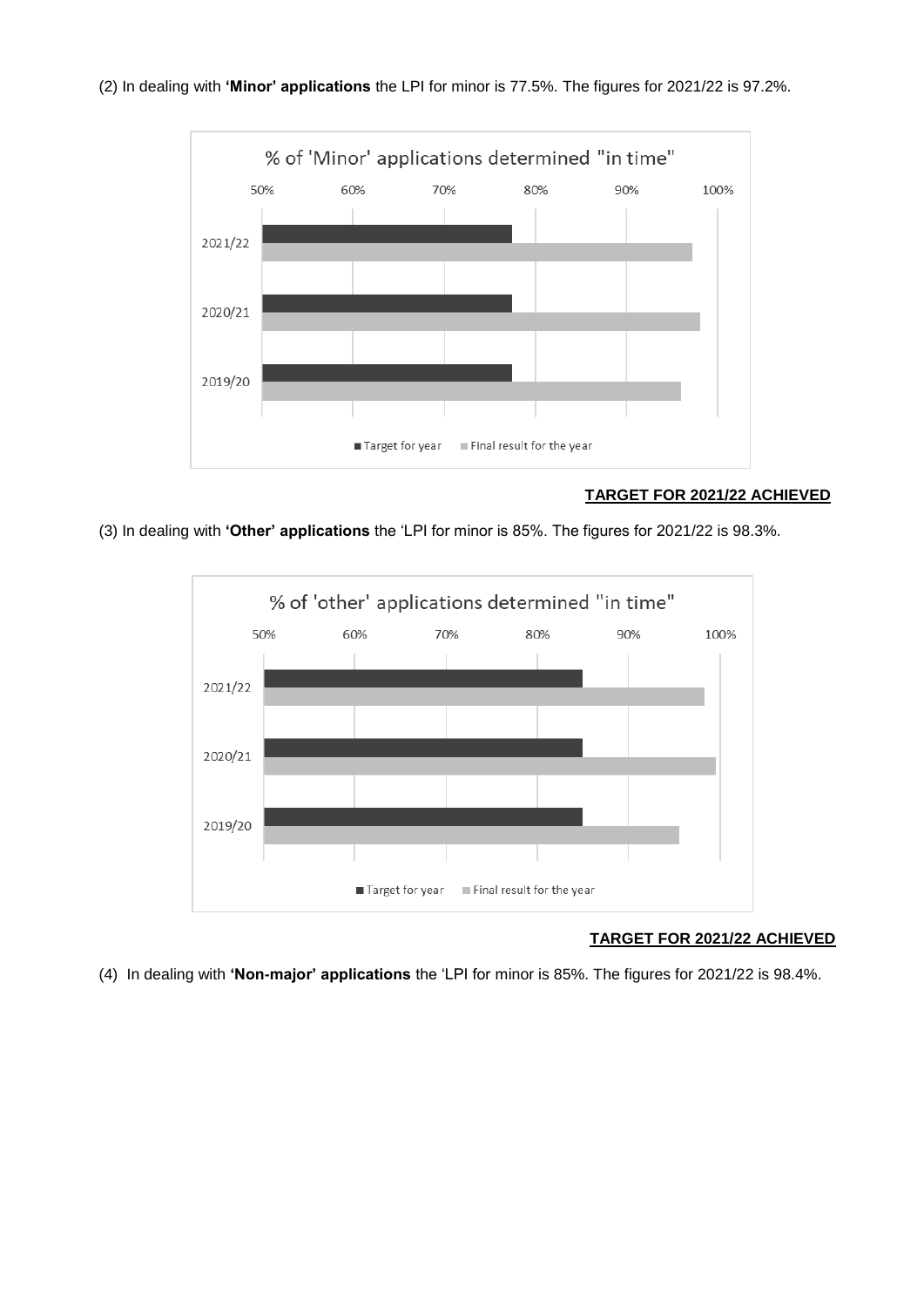(2) In dealing with **'Minor' applications** the LPI for minor is 77.5%. The figures for 2021/22 is 97.2%.

**TARGET FOR 2021/22 ACHIEVED**

(3) In dealing with **'Other' applications** the 'LPI for minor is 85%. The figures for 2021/22 is 98.3%.

**TARGET FOR 2021/22 ACHIEVED**

(4) In dealing with **'Non-major' applications** the 'LPI for minor is 85%. The figures for 2021/22 is 98.4%.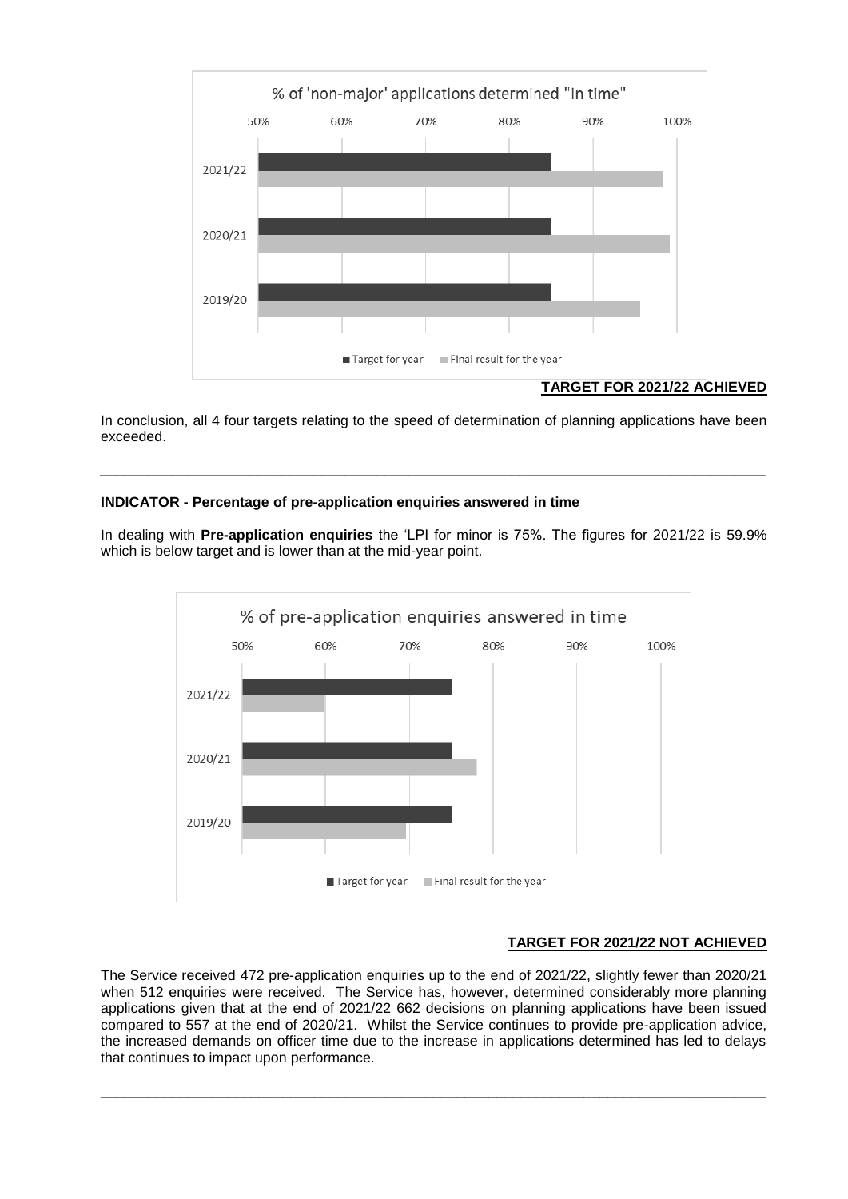% of 'non-major' applications determined "in time"

**TARGET FOR 2021/22 ACHIEVED**

In conclusion, all 4 four targets relating to the speed of determination of planning applications have been exceeded.

---

**INDICATOR - Percentage of pre-application enquiries answered in time**

In dealing with **Pre-application enquiries** the 'LPI for minor is 75%. The figures for 2021/22 is 59.9% which is below target and is lower than at the mid-year point.

% of pre-application enquiries answered in time

**TARGET FOR 2021/22 NOT ACHIEVED**

The Service received 472 pre-application enquiries up to the end of 2021/22, slightly fewer than 2020/21 when 512 enquiries were received. The Service has, however, determined considerably more planning applications given that at the end of 2021/22 662 decisions on planning applications have been issued compared to 557 at the end of 2020/21. Whilst the Service continues to provide pre-application advice, the increased demands on officer time due to the increase in applications determined has led to delays that continues to impact upon performance.

---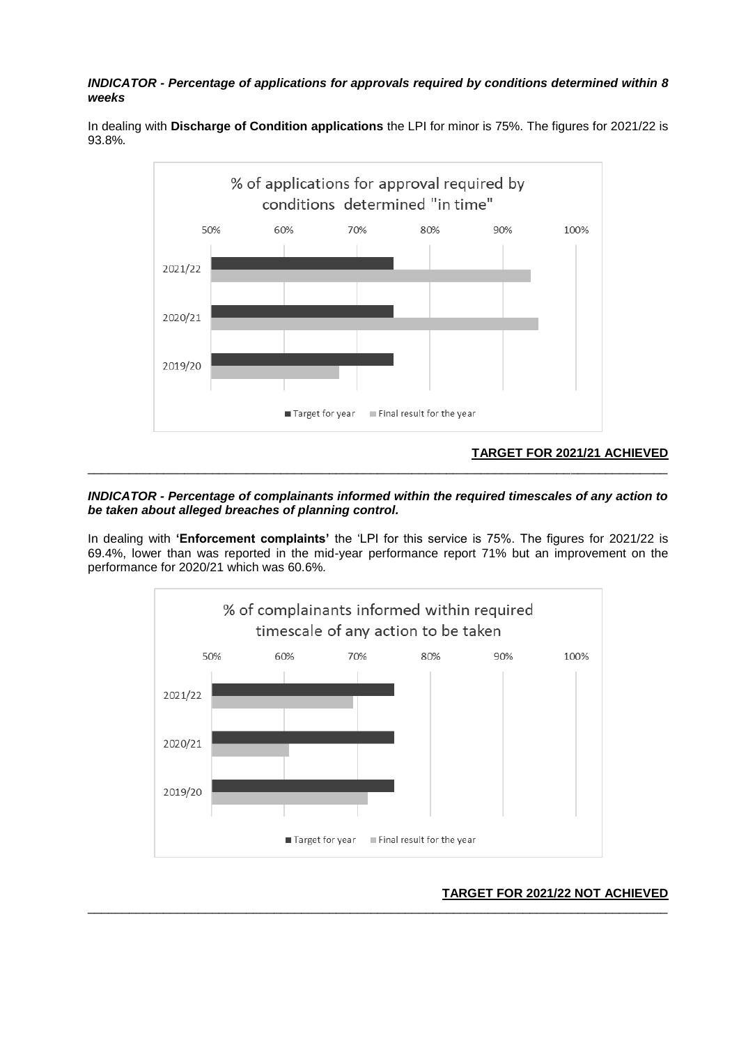***INDICATOR - Percentage of applications for approvals required by conditions determined within 8 weeks***

In dealing with **Discharge of Condition applications** the LPI for minor is 75%. The figures for 2021/22 is 93.8%.

**TARGET FOR 2021/21 ACHIEVED**

---

***INDICATOR - Percentage of complainants informed within the required timescales of any action to be taken about alleged breaches of planning control.***

In dealing with **'Enforcement complaints'** the 'LPI for this service is 75%. The figures for 2021/22 is 69.4%, lower than was reported in the mid-year performance report 71% but an improvement on the performance for 2020/21 which was 60.6%.

**TARGET FOR 2021/22 NOT ACHIEVED**

---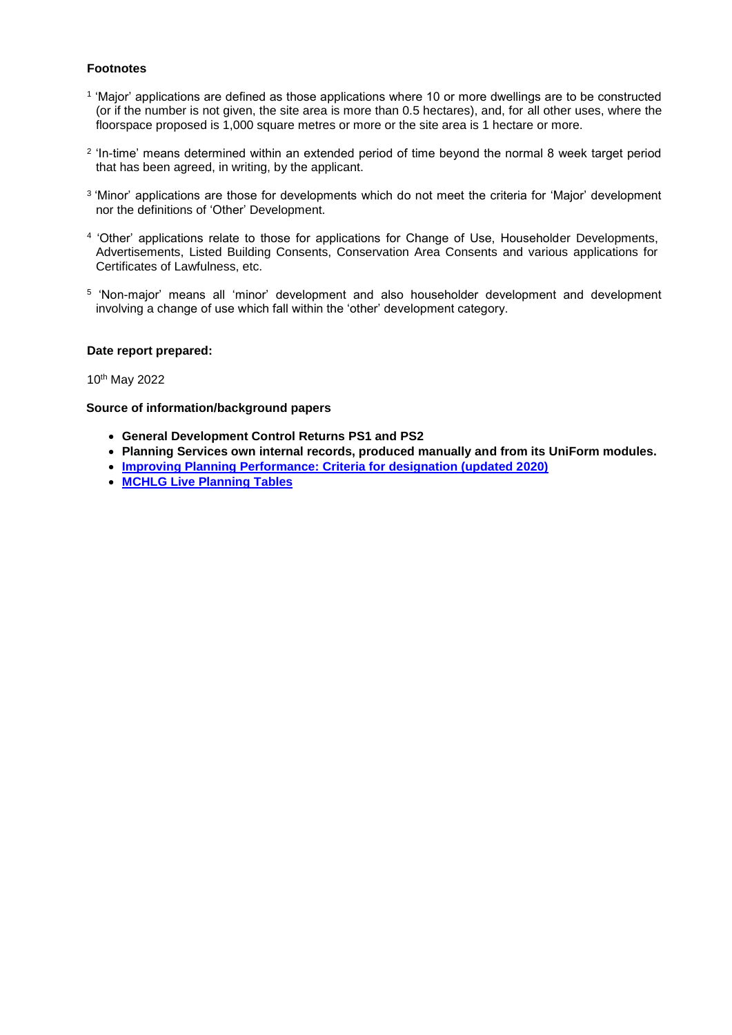**Footnotes**

[1] 'Major' applications are defined as those applications where 10 or more dwellings are to be constructed (or if the number is not given, the site area is more than 0.5 hectares), and, for all other uses, where the floorspace proposed is 1,000 square metres or more or the site area is 1 hectare or more.

[2] 'In-time' means determined within an extended period of time beyond the normal 8 week target period that has been agreed, in writing, by the applicant.

[3] 'Minor' applications are those for developments which do not meet the criteria for 'Major' development nor the definitions of 'Other' Development.

[4] 'Other' applications relate to those for applications for Change of Use, Householder Developments, Advertisements, Listed Building Consents, Conservation Area Consents and various applications for Certificates of Lawfulness, etc.

[5] 'Non-major' means all 'minor' development and also householder development and development involving a change of use which fall within the 'other' development category.

**Date report prepared:**

10th May 2022

**Source of information/background papers**

- **General Development Control Returns PS1 and PS2**
- **Planning Services own internal records, produced manually and from its UniForm modules.**
- **Improving Planning Performance: Criteria for designation (updated 2020)**
- **MCHLG Live Planning Tables**